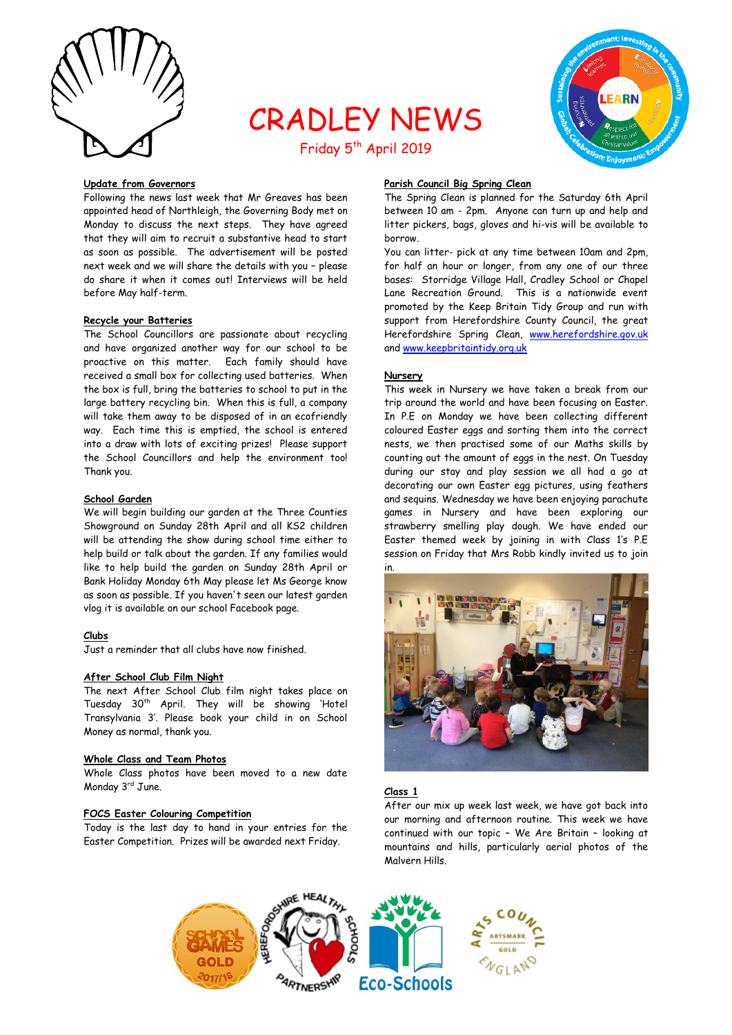# CRADLEY NEWS

Friday 5th April 2019

**Update from Governors**

Following the news last week that Mr Greaves has been appointed head of Northleigh, the Governing Body met on Monday to discuss the next steps. They have agreed that they will aim to recruit a substantive head to start as soon as possible. The advertisement will be posted next week and we will share the details with you – please do share it when it comes out! Interviews will be held before May half-term.

**Recycle your Batteries**

The School Councillors are passionate about recycling and have organized another way for our school to be proactive on this matter. Each family should have received a small box for collecting used batteries. When the box is full, bring the batteries to school to put in the large battery recycling bin. When this is full, a company will take them away to be disposed of in an ecofriendly way. Each time this is emptied, the school is entered into a draw with lots of exciting prizes! Please support the School Councillors and help the environment too! Thank you.

**School Garden**

We will begin building our garden at the Three Counties Showground on Sunday 28th April and all KS2 children will be attending the show during school time either to help build or talk about the garden. If any families would like to help build the garden on Sunday 28th April or Bank Holiday Monday 6th May please let Ms George know as soon as possible. If you haven't seen our latest garden vlog it is available on our school Facebook page.

**Clubs**

Just a reminder that all clubs have now finished.

**After School Club Film Night**

The next After School Club film night takes place on Tuesday 30th April. They will be showing 'Hotel Transylvania 3'. Please book your child in on School Money as normal, thank you.

**Whole Class and Team Photos**

Whole Class photos have been moved to a new date Monday 3rd June.

**FOCS Easter Colouring Competition**

Today is the last day to hand in your entries for the Easter Competition. Prizes will be awarded next Friday.

**Parish Council Big Spring Clean**

The Spring Clean is planned for the Saturday 6th April between 10 am - 2pm. Anyone can turn up and help and litter pickers, bags, gloves and hi-vis will be available to borrow.

You can litter- pick at any time between 10am and 2pm, for half an hour or longer, from any one of our three bases: Storridge Village Hall, Cradley School or Chapel Lane Recreation Ground. This is a nationwide event promoted by the Keep Britain Tidy Group and run with support from Herefordshire County Council, the great Herefordshire Spring Clean, www.herefordshire.gov.uk and www.keepbritaintidy.org.uk

**Nursery**

This week in Nursery we have taken a break from our trip around the world and have been focusing on Easter. In P.E on Monday we have been collecting different coloured Easter eggs and sorting them into the correct nests, we then practised some of our Maths skills by counting out the amount of eggs in the nest. On Tuesday during our stay and play session we all had a go at decorating our own Easter egg pictures, using feathers and sequins. Wednesday we have been enjoying parachute games in Nursery and have been exploring our strawberry smelling play dough. We have ended our Easter themed week by joining in with Class 1's P.E session on Friday that Mrs Robb kindly invited us to join in.

**Class 1**

After our mix up week last week, we have got back into our morning and afternoon routine. This week we have continued with our topic – We Are Britain – looking at mountains and hills, particularly aerial photos of the Malvern Hills.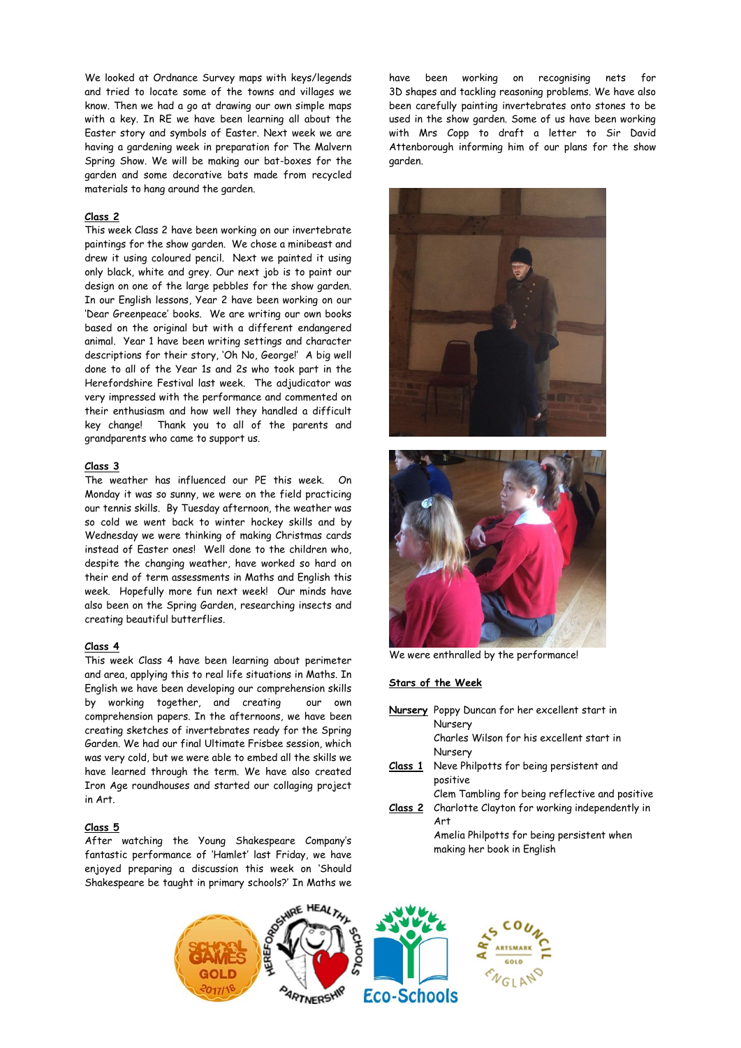We looked at Ordnance Survey maps with keys/legends and tried to locate some of the towns and villages we know. Then we had a go at drawing our own simple maps with a key. In RE we have been learning all about the Easter story and symbols of Easter. Next week we are having a gardening week in preparation for The Malvern Spring Show. We will be making our bat-boxes for the garden and some decorative bats made from recycled materials to hang around the garden.

**Class 2**

This week Class 2 have been working on our invertebrate paintings for the show garden. We chose a minibeast and drew it using coloured pencil. Next we painted it using only black, white and grey. Our next job is to paint our design on one of the large pebbles for the show garden. In our English lessons, Year 2 have been working on our 'Dear Greenpeace' books. We are writing our own books based on the original but with a different endangered animal. Year 1 have been writing settings and character descriptions for their story, 'Oh No, George!' A big well done to all of the Year 1s and 2s who took part in the Herefordshire Festival last week. The adjudicator was very impressed with the performance and commented on their enthusiasm and how well they handled a difficult key change! Thank you to all of the parents and grandparents who came to support us.

**Class 3**

The weather has influenced our PE this week. On Monday it was so sunny, we were on the field practicing our tennis skills. By Tuesday afternoon, the weather was so cold we went back to winter hockey skills and by Wednesday we were thinking of making Christmas cards instead of Easter ones! Well done to the children who, despite the changing weather, have worked so hard on their end of term assessments in Maths and English this week. Hopefully more fun next week! Our minds have also been on the Spring Garden, researching insects and creating beautiful butterflies.

**Class 4**

This week Class 4 have been learning about perimeter and area, applying this to real life situations in Maths. In English we have been developing our comprehension skills by working together, and creating our own comprehension papers. In the afternoons, we have been creating sketches of invertebrates ready for the Spring Garden. We had our final Ultimate Frisbee session, which was very cold, but we were able to embed all the skills we have learned through the term. We have also created Iron Age roundhouses and started our collaging project in Art.

**Class 5**

After watching the Young Shakespeare Company's fantastic performance of 'Hamlet' last Friday, we have enjoyed preparing a discussion this week on 'Should Shakespeare be taught in primary schools?' In Maths we have been working on recognising nets for 3D shapes and tackling reasoning problems. We have also been carefully painting invertebrates onto stones to be used in the show garden. Some of us have been working with Mrs Copp to draft a letter to Sir David Attenborough informing him of our plans for the show garden.

We were enthralled by the performance!

**Stars of the Week**

**Nursery** Poppy Duncan for her excellent start in Nursery
Charles Wilson for his excellent start in Nursery

**Class 1** Neve Philpotts for being persistent and positive
Clem Tambling for being reflective and positive

**Class 2** Charlotte Clayton for working independently in Art
Amelia Philpotts for being persistent when making her book in English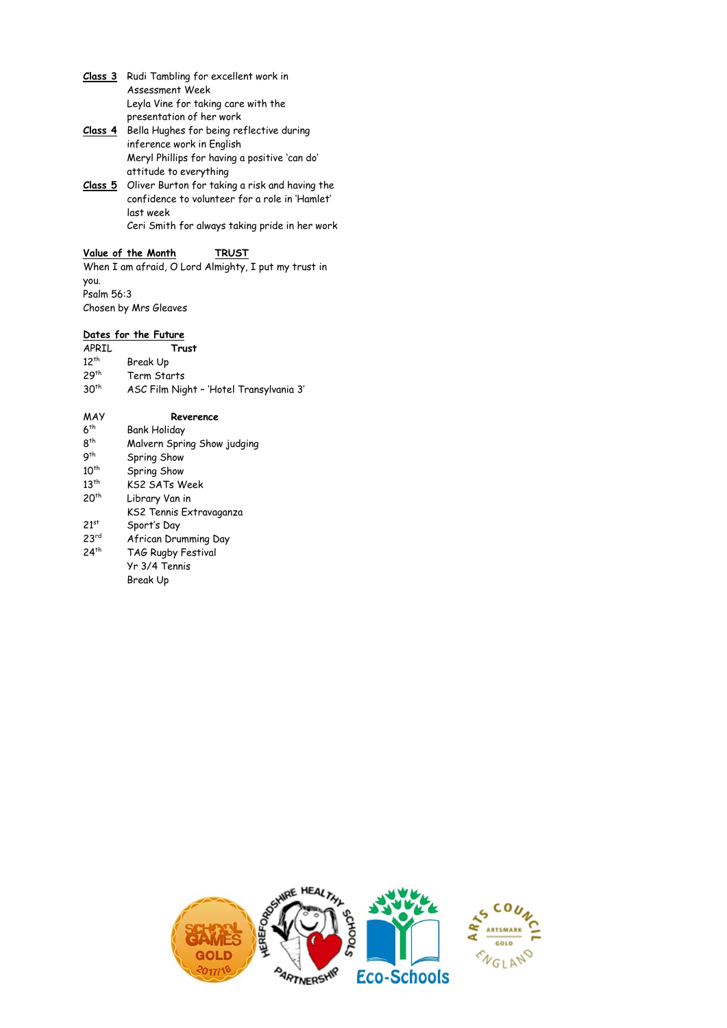**Class 3** Rudi Tambling for excellent work in Assessment Week
Leyla Vine for taking care with the presentation of her work

**Class 4** Bella Hughes for being reflective during inference work in English
Meryl Phillips for having a positive 'can do' attitude to everything

**Class 5** Oliver Burton for taking a risk and having the confidence to volunteer for a role in 'Hamlet' last week
Ceri Smith for always taking pride in her work

**Value of the Month** **TRUST**

When I am afraid, O Lord Almighty, I put my trust in you.
Psalm 56:3
Chosen by Mrs Gleaves

**Dates for the Future**

| APRIL | **Trust** |
|---|---|
| 12th | Break Up |
| 29th | Term Starts |
| 30th | ASC Film Night – 'Hotel Transylvania 3' |

| MAY | **Reverence** |
|---|---|
| 6th | Bank Holiday |
| 8th | Malvern Spring Show judging |
| 9th | Spring Show |
| 10th | Spring Show |
| 13th | KS2 SATs Week |
| 20th | Library Van in<br>KS2 Tennis Extravaganza |
| 21st | Sport's Day |
| 23rd | African Drumming Day |
| 24th | TAG Rugby Festival<br>Yr 3/4 Tennis<br>Break Up |